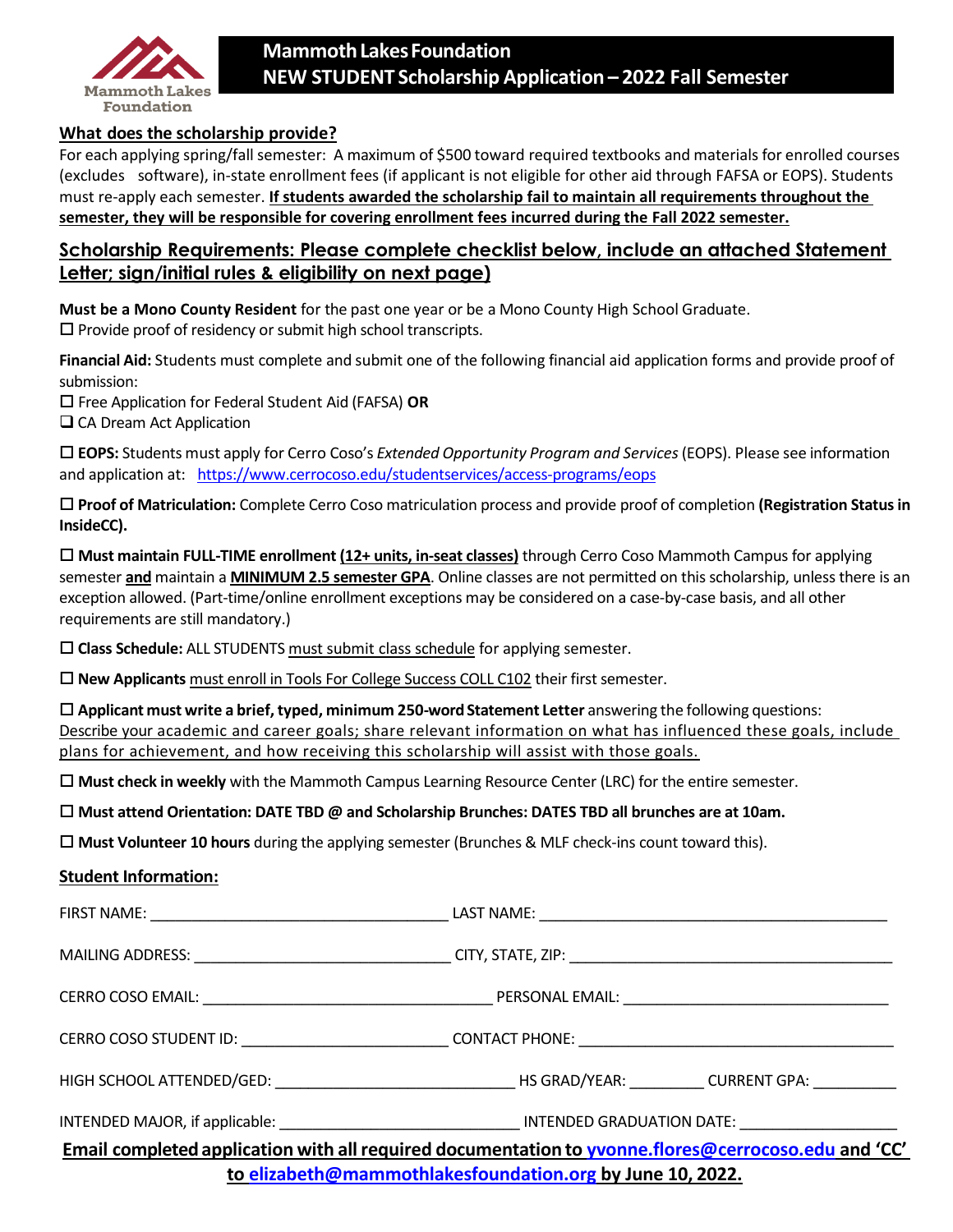# Mammoth Lakes Foundation
# NEW STUDENT Scholarship Application – 2022 Fall Semester

## What does the scholarship provide?

For each applying spring/fall semester: A maximum of $500 toward required textbooks and materials for enrolled courses (excludes software), in-state enrollment fees (if applicant is not eligible for other aid through FAFSA or EOPS). Students must re-apply each semester. **If students awarded the scholarship fail to maintain all requirements throughout the semester, they will be responsible for covering enrollment fees incurred during the Fall 2022 semester.**

## Scholarship Requirements: Please complete checklist below, include an attached Statement Letter; sign/initial rules & eligibility on next page)

**Must be a Mono County Resident** for the past one year or be a Mono County High School Graduate.
☐ Provide proof of residency or submit high school transcripts.

**Financial Aid:** Students must complete and submit one of the following financial aid application forms and provide proof of submission:
☐ Free Application for Federal Student Aid (FAFSA) **OR**
☐ CA Dream Act Application

☐ **EOPS:** Students must apply for Cerro Coso's *Extended Opportunity Program and Services* (EOPS). Please see information and application at: https://www.cerrocoso.edu/studentservices/access-programs/eops

☐ **Proof of Matriculation:** Complete Cerro Coso matriculation process and provide proof of completion **(Registration Status in InsideCC).**

☐ **Must maintain FULL-TIME enrollment (12+ units, in-seat classes)** through Cerro Coso Mammoth Campus for applying semester **and** maintain a **MINIMUM 2.5 semester GPA**. Online classes are not permitted on this scholarship, unless there is an exception allowed. (Part-time/online enrollment exceptions may be considered on a case-by-case basis, and all other requirements are still mandatory.)

☐ **Class Schedule:** ALL STUDENTS must submit class schedule for applying semester.

☐ **New Applicants** must enroll in Tools For College Success COLL C102 their first semester.

☐ **Applicant must write a brief, typed, minimum 250-word Statement Letter** answering the following questions: Describe your academic and career goals; share relevant information on what has influenced these goals, include plans for achievement, and how receiving this scholarship will assist with those goals.

☐ **Must check in weekly** with the Mammoth Campus Learning Resource Center (LRC) for the entire semester.

☐ **Must attend Orientation: DATE TBD @ and Scholarship Brunches: DATES TBD all brunches are at 10am.**

☐ **Must Volunteer 10 hours** during the applying semester (Brunches & MLF check-ins count toward this).

## Student Information:

FIRST NAME: ______________________ LAST NAME: ______________________

MAILING ADDRESS: ______________________ CITY, STATE, ZIP: ______________________

CERRO COSO EMAIL: ______________________ PERSONAL EMAIL: ______________________

CERRO COSO STUDENT ID: ______________________ CONTACT PHONE: ______________________

HIGH SCHOOL ATTENDED/GED: ______________________ HS GRAD/YEAR: __________ CURRENT GPA: __________

INTENDED MAJOR, if applicable: ______________________ INTENDED GRADUATION DATE: ______________________

**Email completed application with all required documentation to yvonne.flores@cerrocoso.edu and 'CC' to elizabeth@mammothlakesfoundation.org by June 10, 2022.**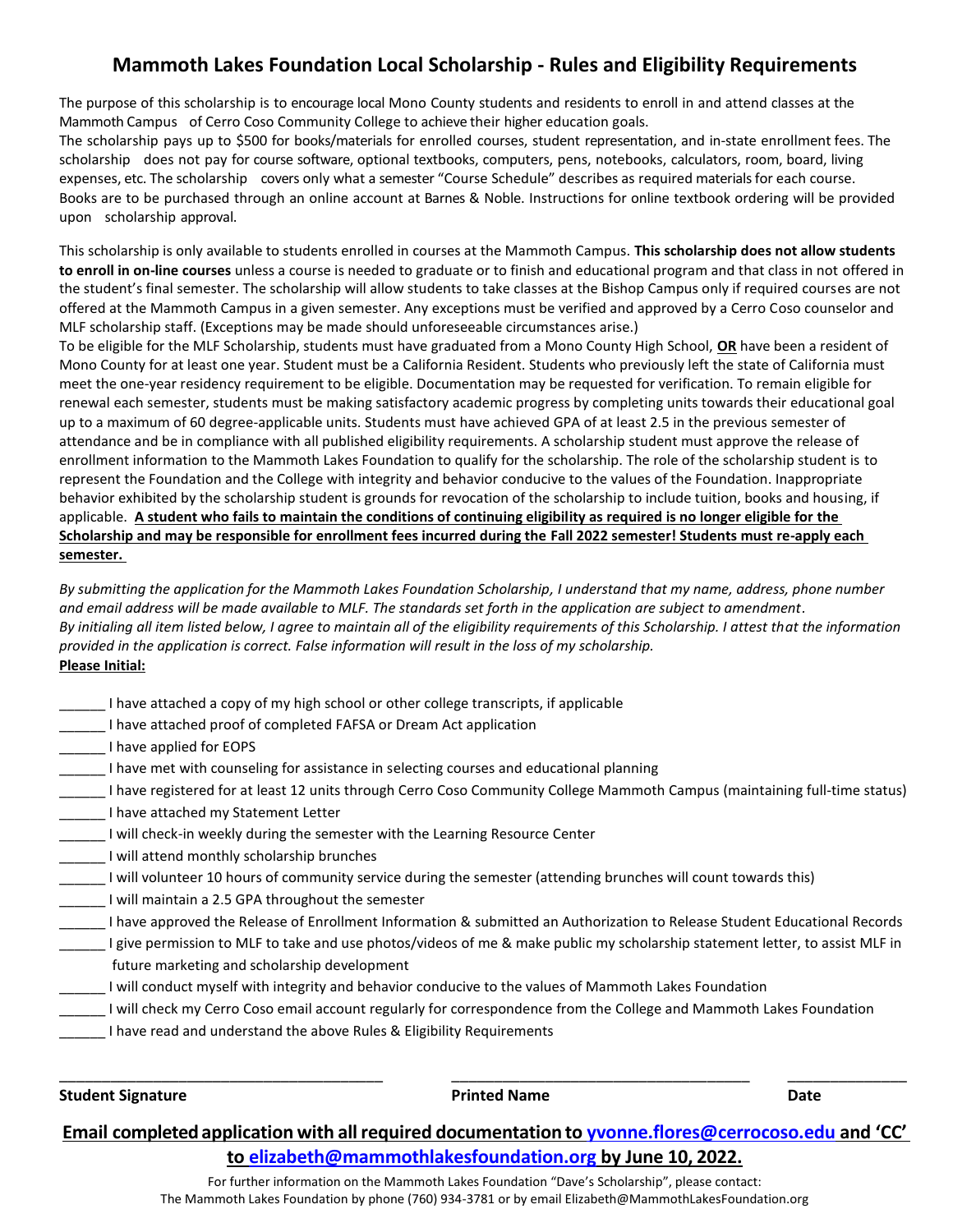# Mammoth Lakes Foundation Local Scholarship - Rules and Eligibility Requirements

The purpose of this scholarship is to encourage local Mono County students and residents to enroll in and attend classes at the Mammoth Campus of Cerro Coso Community College to achieve their higher education goals.
The scholarship pays up to $500 for books/materials for enrolled courses, student representation, and in-state enrollment fees. The scholarship does not pay for course software, optional textbooks, computers, pens, notebooks, calculators, room, board, living expenses, etc. The scholarship covers only what a semester "Course Schedule" describes as required materials for each course. Books are to be purchased through an online account at Barnes & Noble. Instructions for online textbook ordering will be provided upon scholarship approval.

This scholarship is only available to students enrolled in courses at the Mammoth Campus. **This scholarship does not allow students to enroll in on-line courses** unless a course is needed to graduate or to finish and educational program and that class in not offered in the student's final semester. The scholarship will allow students to take classes at the Bishop Campus only if required courses are not offered at the Mammoth Campus in a given semester. Any exceptions must be verified and approved by a Cerro Coso counselor and MLF scholarship staff. (Exceptions may be made should unforeseeable circumstances arise.)
To be eligible for the MLF Scholarship, students must have graduated from a Mono County High School, **OR** have been a resident of Mono County for at least one year. Student must be a California Resident. Students who previously left the state of California must meet the one-year residency requirement to be eligible. Documentation may be requested for verification. To remain eligible for renewal each semester, students must be making satisfactory academic progress by completing units towards their educational goal up to a maximum of 60 degree-applicable units. Students must have achieved GPA of at least 2.5 in the previous semester of attendance and be in compliance with all published eligibility requirements. A scholarship student must approve the release of enrollment information to the Mammoth Lakes Foundation to qualify for the scholarship. The role of the scholarship student is to represent the Foundation and the College with integrity and behavior conducive to the values of the Foundation. Inappropriate behavior exhibited by the scholarship student is grounds for revocation of the scholarship to include tuition, books and housing, if applicable. **A student who fails to maintain the conditions of continuing eligibility as required is no longer eligible for the Scholarship and may be responsible for enrollment fees incurred during the Fall 2022 semester! Students must re-apply each semester.**

*By submitting the application for the Mammoth Lakes Foundation Scholarship, I understand that my name, address, phone number and email address will be made available to MLF. The standards set forth in the application are subject to amendment. By initialing all item listed below, I agree to maintain all of the eligibility requirements of this Scholarship. I attest that the information provided in the application is correct. False information will result in the loss of my scholarship.*

**Please Initial:**

______ I have attached a copy of my high school or other college transcripts, if applicable
______ I have attached proof of completed FAFSA or Dream Act application
______ I have applied for EOPS
______ I have met with counseling for assistance in selecting courses and educational planning
______ I have registered for at least 12 units through Cerro Coso Community College Mammoth Campus (maintaining full-time status)
______ I have attached my Statement Letter
______ I will check-in weekly during the semester with the Learning Resource Center
______ I will attend monthly scholarship brunches
______ I will volunteer 10 hours of community service during the semester (attending brunches will count towards this)
______ I will maintain a 2.5 GPA throughout the semester
______ I have approved the Release of Enrollment Information & submitted an Authorization to Release Student Educational Records
______ I give permission to MLF to take and use photos/videos of me & make public my scholarship statement letter, to assist MLF in future marketing and scholarship development
______ I will conduct myself with integrity and behavior conducive to the values of Mammoth Lakes Foundation
______ I will check my Cerro Coso email account regularly for correspondence from the College and Mammoth Lakes Foundation
______ I have read and understand the above Rules & Eligibility Requirements

______________________________ ______________________________ ______________

**Student Signature** **Printed Name** **Date**

**Email completed application with all required documentation to yvonne.flores@cerrocoso.edu and 'CC' to elizabeth@mammothlakesfoundation.org by June 10, 2022.**

For further information on the Mammoth Lakes Foundation "Dave's Scholarship", please contact:
The Mammoth Lakes Foundation by phone (760) 934-3781 or by email Elizabeth@MammothLakesFoundation.org